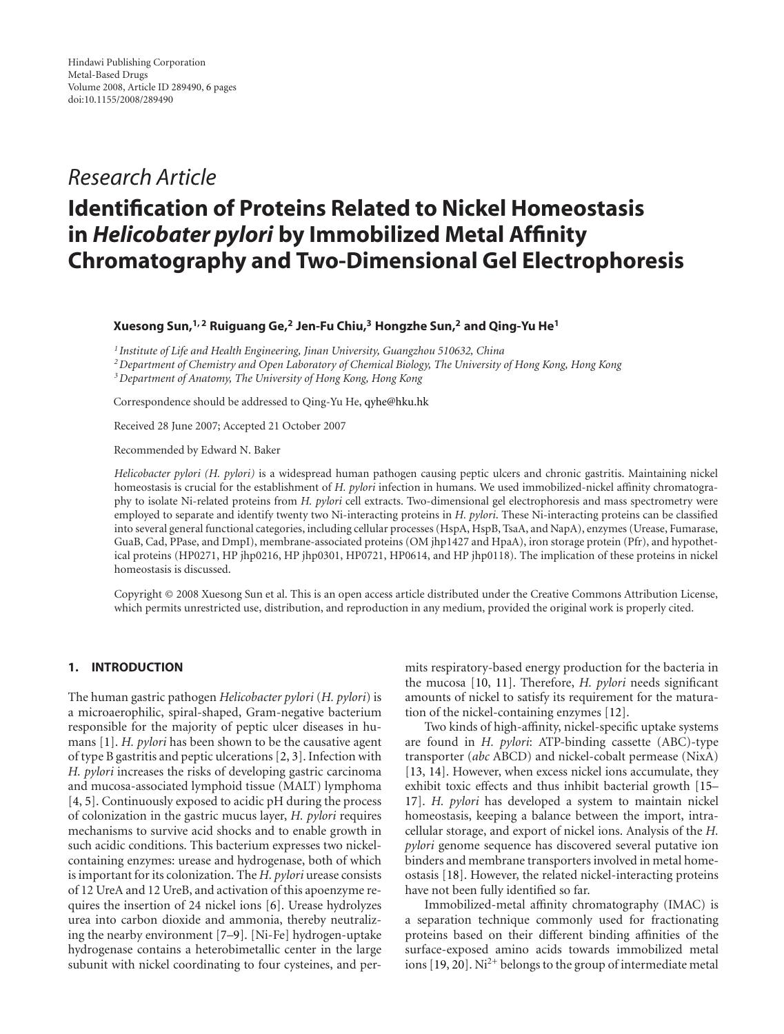Hindawi Publishing Corporation
Metal-Based Drugs
Volume 2008, Article ID 289490, 6 pages
doi:10.1155/2008/289490

*Research Article*

# Identification of Proteins Related to Nickel Homeostasis in *Helicobater pylori* by Immobilized Metal Affinity Chromatography and Two-Dimensional Gel Electrophoresis

**Xuesong Sun,[1,2] Ruiguang Ge,[2] Jen-Fu Chiu,[3] Hongzhe Sun,[2] and Qing-Yu He[1]**

[1] *Institute of Life and Health Engineering, Jinan University, Guangzhou 510632, China*
[2] *Department of Chemistry and Open Laboratory of Chemical Biology, The University of Hong Kong, Hong Kong*
[3] *Department of Anatomy, The University of Hong Kong, Hong Kong*

Correspondence should be addressed to Qing-Yu He, qyhe@hku.hk

Received 28 June 2007; Accepted 21 October 2007

Recommended by Edward N. Baker

*Helicobacter pylori (H. pylori)* is a widespread human pathogen causing peptic ulcers and chronic gastritis. Maintaining nickel homeostasis is crucial for the establishment of *H. pylori* infection in humans. We used immobilized-nickel affinity chromatography to isolate Ni-related proteins from *H. pylori* cell extracts. Two-dimensional gel electrophoresis and mass spectrometry were employed to separate and identify twenty two Ni-interacting proteins in *H. pylori*. These Ni-interacting proteins can be classified into several general functional categories, including cellular processes (HspA, HspB, TsaA, and NapA), enzymes (Urease, Fumarase, GuaB, Cad, PPase, and DmpI), membrane-associated proteins (OM jhp1427 and HpaA), iron storage protein (Pfr), and hypothetical proteins (HP0271, HP jhp0216, HP jhp0301, HP0721, HP0614, and HP jhp0118). The implication of these proteins in nickel homeostasis is discussed.

Copyright © 2008 Xuesong Sun et al. This is an open access article distributed under the Creative Commons Attribution License, which permits unrestricted use, distribution, and reproduction in any medium, provided the original work is properly cited.

## 1. INTRODUCTION

The human gastric pathogen *Helicobacter pylori* (*H. pylori*) is a microaerophilic, spiral-shaped, Gram-negative bacterium responsible for the majority of peptic ulcer diseases in humans [1]. *H. pylori* has been shown to be the causative agent of type B gastritis and peptic ulcerations [2, 3]. Infection with *H. pylori* increases the risks of developing gastric carcinoma and mucosa-associated lymphoid tissue (MALT) lymphoma [4, 5]. Continuously exposed to acidic pH during the process of colonization in the gastric mucus layer, *H. pylori* requires mechanisms to survive acid shocks and to enable growth in such acidic conditions. This bacterium expresses two nickel-containing enzymes: urease and hydrogenase, both of which is important for its colonization. The *H. pylori* urease consists of 12 UreA and 12 UreB, and activation of this apoenzyme requires the insertion of 24 nickel ions [6]. Urease hydrolyzes urea into carbon dioxide and ammonia, thereby neutralizing the nearby environment [7–9]. [Ni-Fe] hydrogen-uptake hydrogenase contains a heterobimetallic center in the large subunit with nickel coordinating to four cysteines, and permits respiratory-based energy production for the bacteria in the mucosa [10, 11]. Therefore, *H. pylori* needs significant amounts of nickel to satisfy its requirement for the maturation of the nickel-containing enzymes [12].

Two kinds of high-affinity, nickel-specific uptake systems are found in *H. pylori*: ATP-binding cassette (ABC)-type transporter (*abc* ABCD) and nickel-cobalt permease (NixA) [13, 14]. However, when excess nickel ions accumulate, they exhibit toxic effects and thus inhibit bacterial growth [15–17]. *H. pylori* has developed a system to maintain nickel homeostasis, keeping a balance between the import, intracellular storage, and export of nickel ions. Analysis of the *H. pylori* genome sequence has discovered several putative ion binders and membrane transporters involved in metal homeostasis [18]. However, the related nickel-interacting proteins have not been fully identified so far.

Immobilized-metal affinity chromatography (IMAC) is a separation technique commonly used for fractionating proteins based on their different binding affinities of the surface-exposed amino acids towards immobilized metal ions [19, 20]. $Ni^{2+}$ belongs to the group of intermediate metal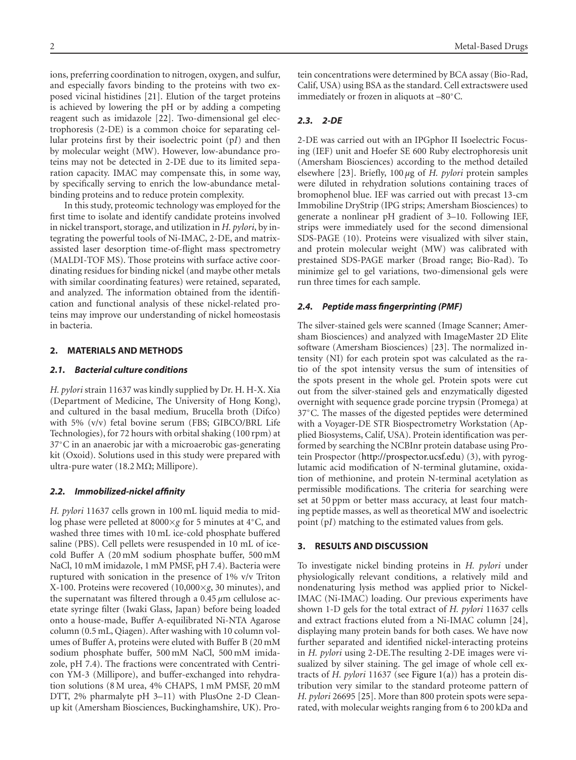ions, preferring coordination to nitrogen, oxygen, and sulfur, and especially favors binding to the proteins with two exposed vicinal histidines [21]. Elution of the target proteins is achieved by lowering the pH or by adding a competing reagent such as imidazole [22]. Two-dimensional gel electrophoresis (2-DE) is a common choice for separating cellular proteins first by their isoelectric point (p*I*) and then by molecular weight (MW). However, low-abundance proteins may not be detected in 2-DE due to its limited separation capacity. IMAC may compensate this, in some way, by specifically serving to enrich the low-abundance metal-binding proteins and to reduce protein complexity.

In this study, proteomic technology was employed for the first time to isolate and identify candidate proteins involved in nickel transport, storage, and utilization in *H. pylori*, by integrating the powerful tools of Ni-IMAC, 2-DE, and matrix-assisted laser desorption time-of-flight mass spectrometry (MALDI-TOF MS). Those proteins with surface active coordinating residues for binding nickel (and maybe other metals with similar coordinating features) were retained, separated, and analyzed. The information obtained from the identification and functional analysis of these nickel-related proteins may improve our understanding of nickel homeostasis in bacteria.

## 2. MATERIALS AND METHODS

### 2.1. Bacterial culture conditions

*H. pylori* strain 11637 was kindly supplied by Dr. H. H-X. Xia (Department of Medicine, The University of Hong Kong), and cultured in the basal medium, Brucella broth (Difco) with 5% (v/v) fetal bovine serum (FBS; GIBCO/BRL Life Technologies), for 72 hours with orbital shaking (100 rpm) at 37°C in an anaerobic jar with a microaerobic gas-generating kit (Oxoid). Solutions used in this study were prepared with ultra-pure water (18.2 MΩ; Millipore).

### 2.2. Immobilized-nickel affinity

*H. pylori* 11637 cells grown in 100 mL liquid media to mid-log phase were pelleted at 8000×*g* for 5 minutes at 4°C, and washed three times with 10 mL ice-cold phosphate buffered saline (PBS). Cell pellets were resuspended in 10 mL of ice-cold Buffer A (20 mM sodium phosphate buffer, 500 mM NaCl, 10 mM imidazole, 1 mM PMSF, pH 7.4). Bacteria were ruptured with sonication in the presence of 1% v/v Triton X-100. Proteins were recovered (10,000×*g*, 30 minutes), and the supernatant was filtered through a 0.45 *μ*m cellulose acetate syringe filter (Iwaki Glass, Japan) before being loaded onto a house-made, Buffer A-equilibrated Ni-NTA Agarose column (0.5 mL, Qiagen). After washing with 10 column volumes of Buffer A, proteins were eluted with Buffer B (20 mM sodium phosphate buffer, 500 mM NaCl, 500 mM imidazole, pH 7.4). The fractions were concentrated with Centricon YM-3 (Millipore), and buffer-exchanged into rehydration solutions (8 M urea, 4% CHAPS, 1 mM PMSF, 20 mM DTT, 2% pharmalyte pH 3–11) with PlusOne 2-D Cleanup kit (Amersham Biosciences, Buckinghamshire, UK). Protein concentrations were determined by BCA assay (Bio-Rad, Calif, USA) using BSA as the standard. Cell extractswere used immediately or frozen in aliquots at –80°C.

### 2.3. 2-DE

2-DE was carried out with an IPGphor II Isoelectric Focusing (IEF) unit and Hoefer SE 600 Ruby electrophoresis unit (Amersham Biosciences) according to the method detailed elsewhere [23]. Briefly, 100 *μ*g of *H. pylori* protein samples were diluted in rehydration solutions containing traces of bromophenol blue. IEF was carried out with precast 13-cm Immobiline DryStrip (IPG strips; Amersham Biosciences) to generate a nonlinear pH gradient of 3–10. Following IEF, strips were immediately used for the second dimensional SDS-PAGE (10). Proteins were visualized with silver stain, and protein molecular weight (MW) was calibrated with prestained SDS-PAGE marker (Broad range; Bio-Rad). To minimize gel to gel variations, two-dimensional gels were run three times for each sample.

### 2.4. Peptide mass fingerprinting (PMF)

The silver-stained gels were scanned (Image Scanner; Amersham Biosciences) and analyzed with ImageMaster 2D Elite software (Amersham Biosciences) [23]. The normalized intensity (NI) for each protein spot was calculated as the ratio of the spot intensity versus the sum of intensities of the spots present in the whole gel. Protein spots were cut out from the silver-stained gels and enzymatically digested overnight with sequence grade porcine trypsin (Promega) at 37°C. The masses of the digested peptides were determined with a Voyager-DE STR Biospectrometry Workstation (Applied Biosystems, Calif, USA). Protein identification was performed by searching the NCBInr protein database using Protein Prospector (http://prospector.ucsf.edu) (3), with pyroglutamic acid modification of N-terminal glutamine, oxidation of methionine, and protein N-terminal acetylation as permissible modifications. The criteria for searching were set at 50 ppm or better mass accuracy, at least four matching peptide masses, as well as theoretical MW and isoelectric point (p*I*) matching to the estimated values from gels.

## 3. RESULTS AND DISCUSSION

To investigate nickel binding proteins in *H. pylori* under physiologically relevant conditions, a relatively mild and nondenaturing lysis method was applied prior to Nickel-IMAC (Ni-IMAC) loading. Our previous experiments have shown 1-D gels for the total extract of *H. pylori* 11637 cells and extract fractions eluted from a Ni-IMAC column [24], displaying many protein bands for both cases. We have now further separated and identified nickel-interacting proteins in *H. pylori* using 2-DE.The resulting 2-DE images were visualized by silver staining. The gel image of whole cell extracts of *H. pylori* 11637 (see Figure 1(a)) has a protein distribution very similar to the standard proteome pattern of *H. pylori* 26695 [25]. More than 800 protein spots were separated, with molecular weights ranging from 6 to 200 kDa and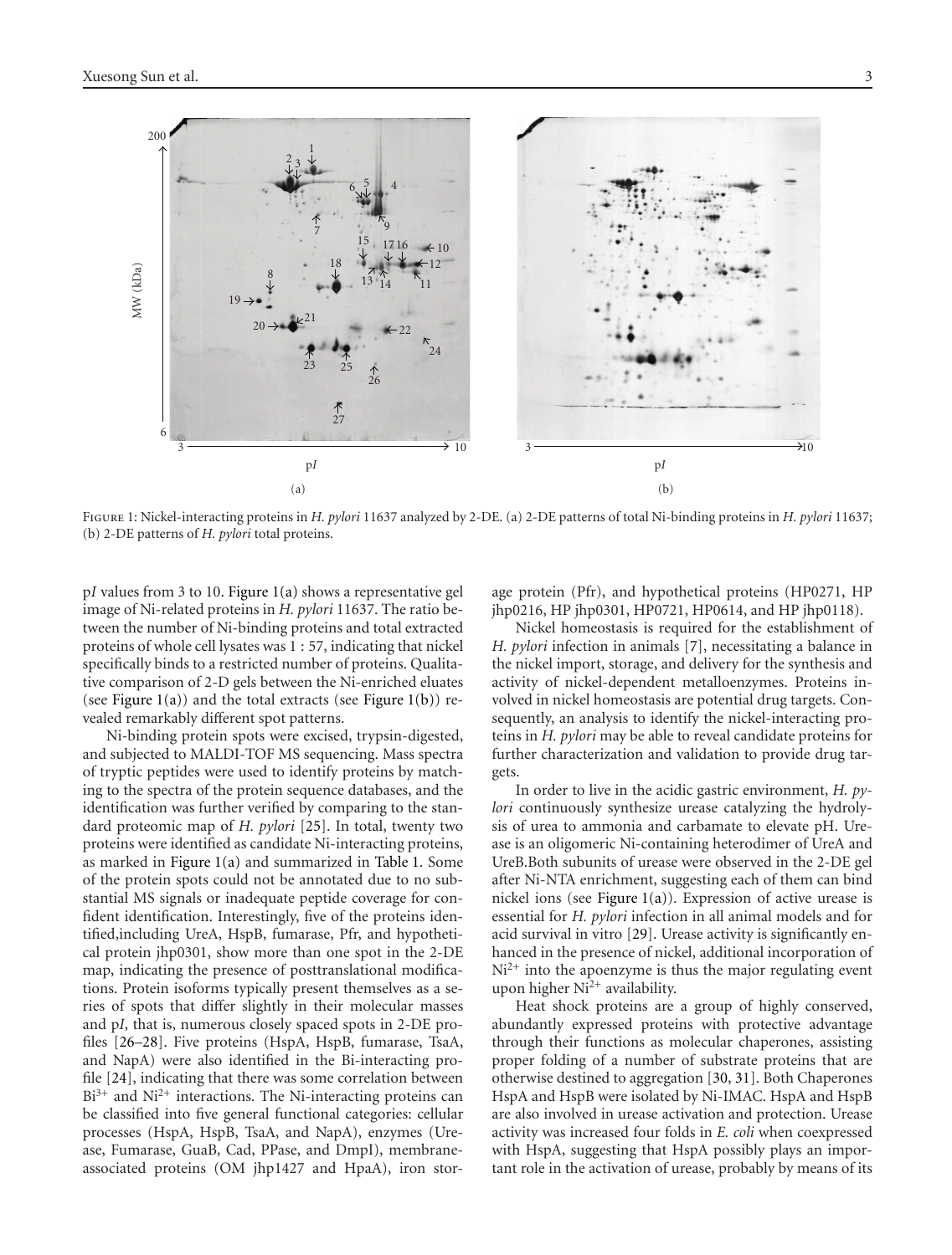Figure 1: Nickel-interacting proteins in *H. pylori* 11637 analyzed by 2-DE. (a) 2-DE patterns of total Ni-binding proteins in *H. pylori* 11637; (b) 2-DE patterns of *H. pylori* total proteins.

p*I* values from 3 to 10. Figure 1(a) shows a representative gel image of Ni-related proteins in *H. pylori* 11637. The ratio between the number of Ni-binding proteins and total extracted proteins of whole cell lysates was 1 : 57, indicating that nickel specifically binds to a restricted number of proteins. Qualitative comparison of 2-D gels between the Ni-enriched eluates (see Figure 1(a)) and the total extracts (see Figure 1(b)) revealed remarkably different spot patterns.

Ni-binding protein spots were excised, trypsin-digested, and subjected to MALDI-TOF MS sequencing. Mass spectra of tryptic peptides were used to identify proteins by matching to the spectra of the protein sequence databases, and the identification was further verified by comparing to the standard proteomic map of *H. pylori* [25]. In total, twenty two proteins were identified as candidate Ni-interacting proteins, as marked in Figure 1(a) and summarized in Table 1. Some of the protein spots could not be annotated due to no substantial MS signals or inadequate peptide coverage for confident identification. Interestingly, five of the proteins identified,including UreA, HspB, fumarase, Pfr, and hypothetical protein jhp0301, show more than one spot in the 2-DE map, indicating the presence of posttranslational modifications. Protein isoforms typically present themselves as a series of spots that differ slightly in their molecular masses and p*I*, that is, numerous closely spaced spots in 2-DE profiles [26–28]. Five proteins (HspA, HspB, fumarase, TsaA, and NapA) were also identified in the Bi-interacting profile [24], indicating that there was some correlation between $Bi^{3+}$ and $Ni^{2+}$ interactions. The Ni-interacting proteins can be classified into five general functional categories: cellular processes (HspA, HspB, TsaA, and NapA), enzymes (Urease, Fumarase, GuaB, Cad, PPase, and DmpI), membrane-associated proteins (OM jhp1427 and HpaA), iron storage protein (Pfr), and hypothetical proteins (HP0271, HP jhp0216, HP jhp0301, HP0721, HP0614, and HP jhp0118).

Nickel homeostasis is required for the establishment of *H. pylori* infection in animals [7], necessitating a balance in the nickel import, storage, and delivery for the synthesis and activity of nickel-dependent metalloenzymes. Proteins involved in nickel homeostasis are potential drug targets. Consequently, an analysis to identify the nickel-interacting proteins in *H. pylori* may be able to reveal candidate proteins for further characterization and validation to provide drug targets.

In order to live in the acidic gastric environment, *H. pylori* continuously synthesize urease catalyzing the hydrolysis of urea to ammonia and carbamate to elevate pH. Urease is an oligomeric Ni-containing heterodimer of UreA and UreB.Both subunits of urease were observed in the 2-DE gel after Ni-NTA enrichment, suggesting each of them can bind nickel ions (see Figure 1(a)). Expression of active urease is essential for *H. pylori* infection in all animal models and for acid survival in vitro [29]. Urease activity is significantly enhanced in the presence of nickel, additional incorporation of $Ni^{2+}$ into the apoenzyme is thus the major regulating event upon higher $Ni^{2+}$ availability.

Heat shock proteins are a group of highly conserved, abundantly expressed proteins with protective advantage through their functions as molecular chaperones, assisting proper folding of a number of substrate proteins that are otherwise destined to aggregation [30, 31]. Both Chaperones HspA and HspB were isolated by Ni-IMAC. HspA and HspB are also involved in urease activation and protection. Urease activity was increased four folds in *E. coli* when coexpressed with HspA, suggesting that HspA possibly plays an important role in the activation of urease, probably by means of its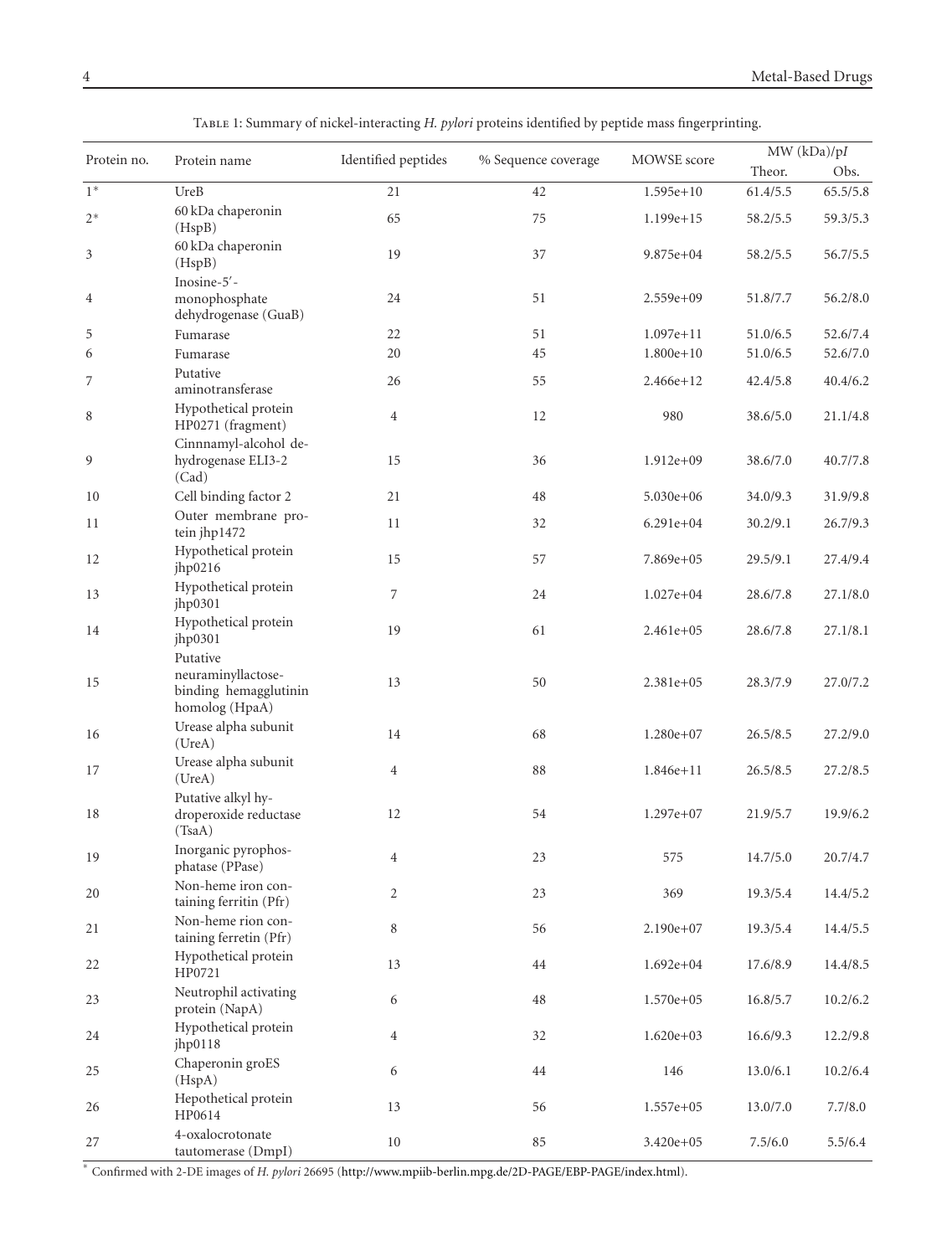Table 1: Summary of nickel-interacting *H. pylori* proteins identified by peptide mass fingerprinting.

| Protein no. | Protein name | Identified peptides | % Sequence coverage | MOWSE score | MW (kDa)/p*I* | |
|---|---|---|---|---|---|---|
| | | | | | Theor. | Obs. |
| 1* | UreB | 21 | 42 | 1.595e+10 | 61.4/5.5 | 65.5/5.8 |
| 2* | 60 kDa chaperonin (HspB) | 65 | 75 | 1.199e+15 | 58.2/5.5 | 59.3/5.3 |
| 3 | 60 kDa chaperonin (HspB) | 19 | 37 | 9.875e+04 | 58.2/5.5 | 56.7/5.5 |
| 4 | Inosine-5′-monophosphate dehydrogenase (GuaB) | 24 | 51 | 2.559e+09 | 51.8/7.7 | 56.2/8.0 |
| 5 | Fumarase | 22 | 51 | 1.097e+11 | 51.0/6.5 | 52.6/7.4 |
| 6 | Fumarase | 20 | 45 | 1.800e+10 | 51.0/6.5 | 52.6/7.0 |
| 7 | Putative aminotransferase | 26 | 55 | 2.466e+12 | 42.4/5.8 | 40.4/6.2 |
| 8 | Hypothetical protein HP0271 (fragment) | 4 | 12 | 980 | 38.6/5.0 | 21.1/4.8 |
| 9 | Cinnnamyl-alcohol dehydrogenase ELI3-2 (Cad) | 15 | 36 | 1.912e+09 | 38.6/7.0 | 40.7/7.8 |
| 10 | Cell binding factor 2 | 21 | 48 | 5.030e+06 | 34.0/9.3 | 31.9/9.8 |
| 11 | Outer membrane protein jhp1472 | 11 | 32 | 6.291e+04 | 30.2/9.1 | 26.7/9.3 |
| 12 | Hypothetical protein jhp0216 | 15 | 57 | 7.869e+05 | 29.5/9.1 | 27.4/9.4 |
| 13 | Hypothetical protein jhp0301 | 7 | 24 | 1.027e+04 | 28.6/7.8 | 27.1/8.0 |
| 14 | Hypothetical protein jhp0301 | 19 | 61 | 2.461e+05 | 28.6/7.8 | 27.1/8.1 |
| 15 | Putative neuraminyllactose-binding hemagglutinin homolog (HpaA) | 13 | 50 | 2.381e+05 | 28.3/7.9 | 27.0/7.2 |
| 16 | Urease alpha subunit (UreA) | 14 | 68 | 1.280e+07 | 26.5/8.5 | 27.2/9.0 |
| 17 | Urease alpha subunit (UreA) | 4 | 88 | 1.846e+11 | 26.5/8.5 | 27.2/8.5 |
| 18 | Putative alkyl hydroperoxide reductase (TsaA) | 12 | 54 | 1.297e+07 | 21.9/5.7 | 19.9/6.2 |
| 19 | Inorganic pyrophosphatase (PPase) | 4 | 23 | 575 | 14.7/5.0 | 20.7/4.7 |
| 20 | Non-heme iron containing ferritin (Pfr) | 2 | 23 | 369 | 19.3/5.4 | 14.4/5.2 |
| 21 | Non-heme rion containing ferretin (Pfr) | 8 | 56 | 2.190e+07 | 19.3/5.4 | 14.4/5.5 |
| 22 | Hypothetical protein HP0721 | 13 | 44 | 1.692e+04 | 17.6/8.9 | 14.4/8.5 |
| 23 | Neutrophil activating protein (NapA) | 6 | 48 | 1.570e+05 | 16.8/5.7 | 10.2/6.2 |
| 24 | Hypothetical protein jhp0118 | 4 | 32 | 1.620e+03 | 16.6/9.3 | 12.2/9.8 |
| 25 | Chaperonin groES (HspA) | 6 | 44 | 146 | 13.0/6.1 | 10.2/6.4 |
| 26 | Hepothetical protein HP0614 | 13 | 56 | 1.557e+05 | 13.0/7.0 | 7.7/8.0 |
| 27 | 4-oxalocrotonate tautomerase (DmpI) | 10 | 85 | 3.420e+05 | 7.5/6.0 | 5.5/6.4 |

\* Confirmed with 2-DE images of *H. pylori* 26695 (http://www.mpiib-berlin.mpg.de/2D-PAGE/EBP-PAGE/index.html).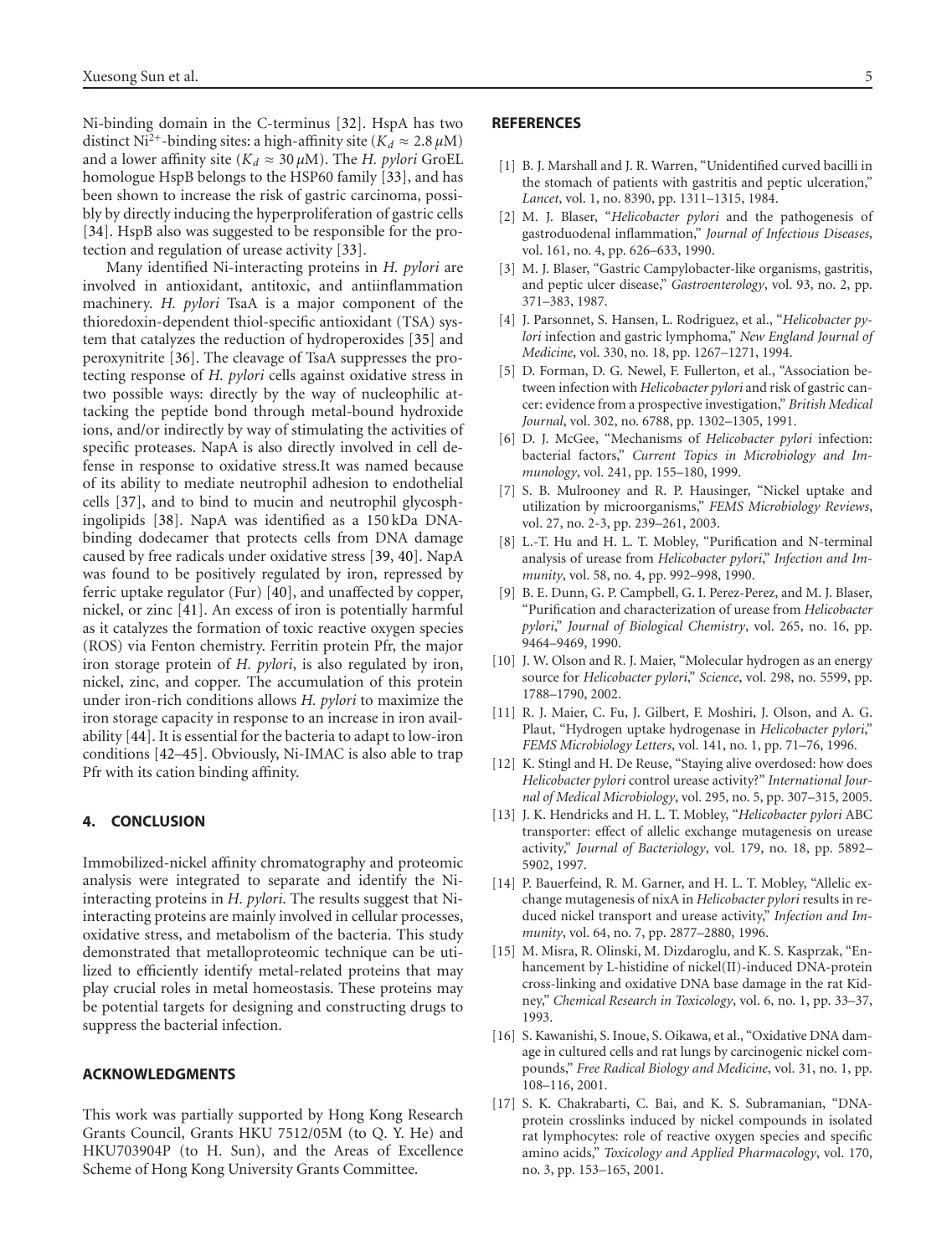Ni-binding domain in the C-terminus [32]. HspA has two distinct $Ni^{2+}$-binding sites: a high-affinity site ($K_d \approx 2.8\,\mu$M) and a lower affinity site ($K_d \approx 30\,\mu$M). The *H. pylori* GroEL homologue HspB belongs to the HSP60 family [33], and has been shown to increase the risk of gastric carcinoma, possibly by directly inducing the hyperproliferation of gastric cells [34]. HspB also was suggested to be responsible for the protection and regulation of urease activity [33].

Many identified Ni-interacting proteins in *H. pylori* are involved in antioxidant, antitoxic, and antiinflammation machinery. *H. pylori* TsaA is a major component of the thioredoxin-dependent thiol-specific antioxidant (TSA) system that catalyzes the reduction of hydroperoxides [35] and peroxynitrite [36]. The cleavage of TsaA suppresses the protecting response of *H. pylori* cells against oxidative stress in two possible ways: directly by the way of nucleophilic attacking the peptide bond through metal-bound hydroxide ions, and/or indirectly by way of stimulating the activities of specific proteases. NapA is also directly involved in cell defense in response to oxidative stress.It was named because of its ability to mediate neutrophil adhesion to endothelial cells [37], and to bind to mucin and neutrophil glycosphingolipids [38]. NapA was identified as a 150 kDa DNA-binding dodecamer that protects cells from DNA damage caused by free radicals under oxidative stress [39, 40]. NapA was found to be positively regulated by iron, repressed by ferric uptake regulator (Fur) [40], and unaffected by copper, nickel, or zinc [41]. An excess of iron is potentially harmful as it catalyzes the formation of toxic reactive oxygen species (ROS) via Fenton chemistry. Ferritin protein Pfr, the major iron storage protein of *H. pylori*, is also regulated by iron, nickel, zinc, and copper. The accumulation of this protein under iron-rich conditions allows *H. pylori* to maximize the iron storage capacity in response to an increase in iron availability [44]. It is essential for the bacteria to adapt to low-iron conditions [42–45]. Obviously, Ni-IMAC is also able to trap Pfr with its cation binding affinity.

## 4. CONCLUSION

Immobilized-nickel affinity chromatography and proteomic analysis were integrated to separate and identify the Ni-interacting proteins in *H. pylori*. The results suggest that Ni-interacting proteins are mainly involved in cellular processes, oxidative stress, and metabolism of the bacteria. This study demonstrated that metalloproteomic technique can be utilized to efficiently identify metal-related proteins that may play crucial roles in metal homeostasis. These proteins may be potential targets for designing and constructing drugs to suppress the bacterial infection.

## ACKNOWLEDGMENTS

This work was partially supported by Hong Kong Research Grants Council, Grants HKU 7512/05M (to Q. Y. He) and HKU703904P (to H. Sun), and the Areas of Excellence Scheme of Hong Kong University Grants Committee.

## REFERENCES

[1] B. J. Marshall and J. R. Warren, "Unidentified curved bacilli in the stomach of patients with gastritis and peptic ulceration," *Lancet*, vol. 1, no. 8390, pp. 1311–1315, 1984.

[2] M. J. Blaser, "*Helicobacter pylori* and the pathogenesis of gastroduodenal inflammation," *Journal of Infectious Diseases*, vol. 161, no. 4, pp. 626–633, 1990.

[3] M. J. Blaser, "Gastric Campylobacter-like organisms, gastritis, and peptic ulcer disease," *Gastroenterology*, vol. 93, no. 2, pp. 371–383, 1987.

[4] J. Parsonnet, S. Hansen, L. Rodriguez, et al., "*Helicobacter pylori* infection and gastric lymphoma," *New England Journal of Medicine*, vol. 330, no. 18, pp. 1267–1271, 1994.

[5] D. Forman, D. G. Newel, F. Fullerton, et al., "Association between infection with *Helicobacter pylori* and risk of gastric cancer: evidence from a prospective investigation," *British Medical Journal*, vol. 302, no. 6788, pp. 1302–1305, 1991.

[6] D. J. McGee, "Mechanisms of *Helicobacter pylori* infection: bacterial factors," *Current Topics in Microbiology and Immunology*, vol. 241, pp. 155–180, 1999.

[7] S. B. Mulrooney and R. P. Hausinger, "Nickel uptake and utilization by microorganisms," *FEMS Microbiology Reviews*, vol. 27, no. 2-3, pp. 239–261, 2003.

[8] L.-T. Hu and H. L. T. Mobley, "Purification and N-terminal analysis of urease from *Helicobacter pylori*," *Infection and Immunity*, vol. 58, no. 4, pp. 992–998, 1990.

[9] B. E. Dunn, G. P. Campbell, G. I. Perez-Perez, and M. J. Blaser, "Purification and characterization of urease from *Helicobacter pylori*," *Journal of Biological Chemistry*, vol. 265, no. 16, pp. 9464–9469, 1990.

[10] J. W. Olson and R. J. Maier, "Molecular hydrogen as an energy source for *Helicobacter pylori*," *Science*, vol. 298, no. 5599, pp. 1788–1790, 2002.

[11] R. J. Maier, C. Fu, J. Gilbert, F. Moshiri, J. Olson, and A. G. Plaut, "Hydrogen uptake hydrogenase in *Helicobacter pylori*," *FEMS Microbiology Letters*, vol. 141, no. 1, pp. 71–76, 1996.

[12] K. Stingl and H. De Reuse, "Staying alive overdosed: how does *Helicobacter pylori* control urease activity?" *International Journal of Medical Microbiology*, vol. 295, no. 5, pp. 307–315, 2005.

[13] J. K. Hendricks and H. L. T. Mobley, "*Helicobacter pylori* ABC transporter: effect of allelic exchange mutagenesis on urease activity," *Journal of Bacteriology*, vol. 179, no. 18, pp. 5892–5902, 1997.

[14] P. Bauerfeind, R. M. Garner, and H. L. T. Mobley, "Allelic exchange mutagenesis of nixA in *Helicobacter pylori* results in reduced nickel transport and urease activity," *Infection and Immunity*, vol. 64, no. 7, pp. 2877–2880, 1996.

[15] M. Misra, R. Olinski, M. Dizdaroglu, and K. S. Kasprzak, "Enhancement by L-histidine of nickel(II)-induced DNA-protein cross-linking and oxidative DNA base damage in the rat Kidney," *Chemical Research in Toxicology*, vol. 6, no. 1, pp. 33–37, 1993.

[16] S. Kawanishi, S. Inoue, S. Oikawa, et al., "Oxidative DNA damage in cultured cells and rat lungs by carcinogenic nickel compounds," *Free Radical Biology and Medicine*, vol. 31, no. 1, pp. 108–116, 2001.

[17] S. K. Chakrabarti, C. Bai, and K. S. Subramanian, "DNA-protein crosslinks induced by nickel compounds in isolated rat lymphocytes: role of reactive oxygen species and specific amino acids," *Toxicology and Applied Pharmacology*, vol. 170, no. 3, pp. 153–165, 2001.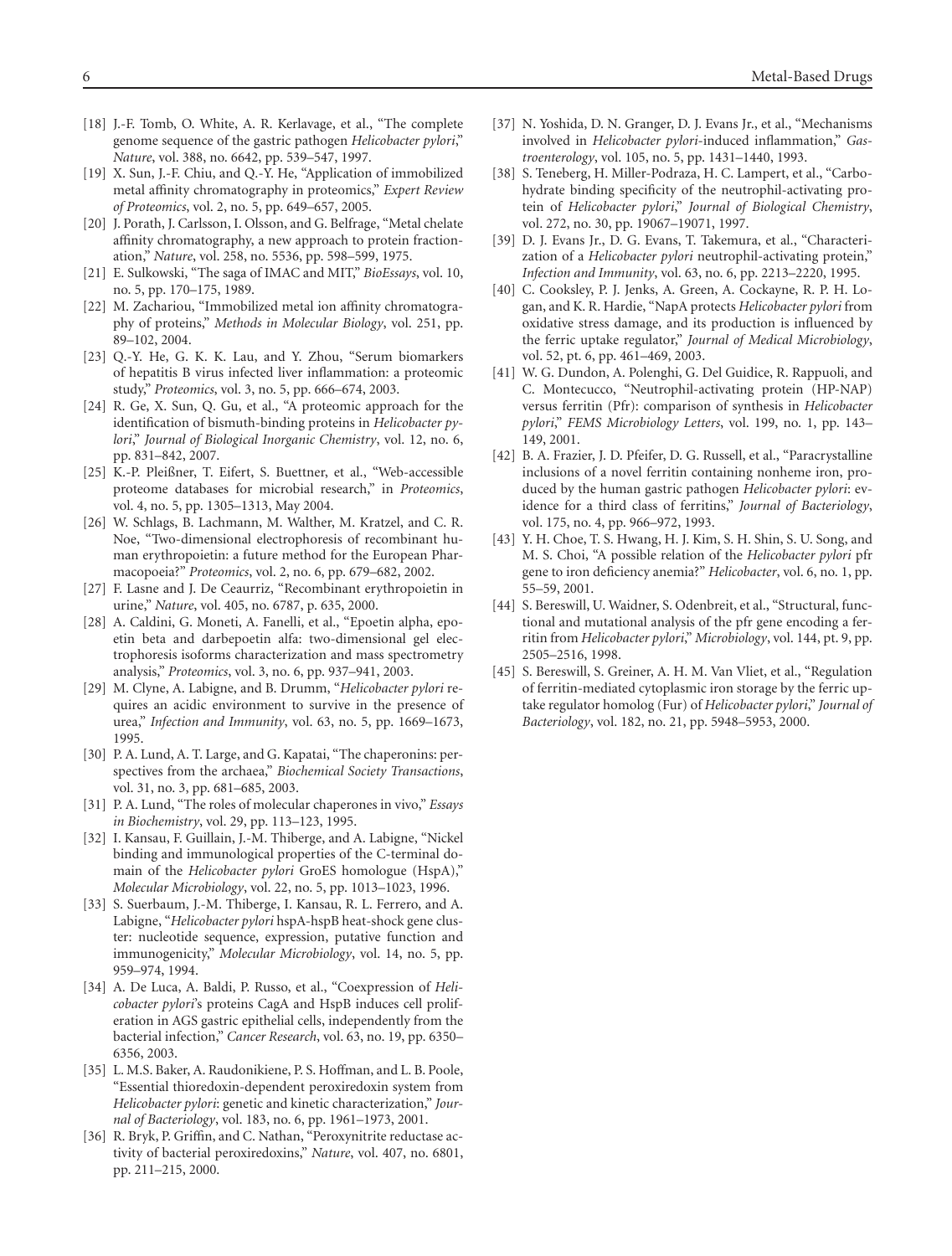[18] J.-F. Tomb, O. White, A. R. Kerlavage, et al., "The complete genome sequence of the gastric pathogen *Helicobacter pylori*," *Nature*, vol. 388, no. 6642, pp. 539–547, 1997.

[19] X. Sun, J.-F. Chiu, and Q.-Y. He, "Application of immobilized metal affinity chromatography in proteomics," *Expert Review of Proteomics*, vol. 2, no. 5, pp. 649–657, 2005.

[20] J. Porath, J. Carlsson, I. Olsson, and G. Belfrage, "Metal chelate affinity chromatography, a new approach to protein fractionation," *Nature*, vol. 258, no. 5536, pp. 598–599, 1975.

[21] E. Sulkowski, "The saga of IMAC and MIT," *BioEssays*, vol. 10, no. 5, pp. 170–175, 1989.

[22] M. Zachariou, "Immobilized metal ion affinity chromatography of proteins," *Methods in Molecular Biology*, vol. 251, pp. 89–102, 2004.

[23] Q.-Y. He, G. K. K. Lau, and Y. Zhou, "Serum biomarkers of hepatitis B virus infected liver inflammation: a proteomic study," *Proteomics*, vol. 3, no. 5, pp. 666–674, 2003.

[24] R. Ge, X. Sun, Q. Gu, et al., "A proteomic approach for the identification of bismuth-binding proteins in *Helicobacter pylori*," *Journal of Biological Inorganic Chemistry*, vol. 12, no. 6, pp. 831–842, 2007.

[25] K.-P. Pleißner, T. Eifert, S. Buettner, et al., "Web-accessible proteome databases for microbial research," in *Proteomics*, vol. 4, no. 5, pp. 1305–1313, May 2004.

[26] W. Schlags, B. Lachmann, M. Walther, M. Kratzel, and C. R. Noe, "Two-dimensional electrophoresis of recombinant human erythropoietin: a future method for the European Pharmacopoeia?" *Proteomics*, vol. 2, no. 6, pp. 679–682, 2002.

[27] F. Lasne and J. De Ceaurriz, "Recombinant erythropoietin in urine," *Nature*, vol. 405, no. 6787, p. 635, 2000.

[28] A. Caldini, G. Moneti, A. Fanelli, et al., "Epoetin alpha, epoetin beta and darbepoetin alfa: two-dimensional gel electrophoresis isoforms characterization and mass spectrometry analysis," *Proteomics*, vol. 3, no. 6, pp. 937–941, 2003.

[29] M. Clyne, A. Labigne, and B. Drumm, "*Helicobacter pylori* requires an acidic environment to survive in the presence of urea," *Infection and Immunity*, vol. 63, no. 5, pp. 1669–1673, 1995.

[30] P. A. Lund, A. T. Large, and G. Kapatai, "The chaperonins: perspectives from the archaea," *Biochemical Society Transactions*, vol. 31, no. 3, pp. 681–685, 2003.

[31] P. A. Lund, "The roles of molecular chaperones in vivo," *Essays in Biochemistry*, vol. 29, pp. 113–123, 1995.

[32] I. Kansau, F. Guillain, J.-M. Thiberge, and A. Labigne, "Nickel binding and immunological properties of the C-terminal domain of the *Helicobacter pylori* GroES homologue (HspA)," *Molecular Microbiology*, vol. 22, no. 5, pp. 1013–1023, 1996.

[33] S. Suerbaum, J.-M. Thiberge, I. Kansau, R. L. Ferrero, and A. Labigne, "*Helicobacter pylori* hspA-hspB heat-shock gene cluster: nucleotide sequence, expression, putative function and immunogenicity," *Molecular Microbiology*, vol. 14, no. 5, pp. 959–974, 1994.

[34] A. De Luca, A. Baldi, P. Russo, et al., "Coexpression of *Helicobacter pylori*'s proteins CagA and HspB induces cell proliferation in AGS gastric epithelial cells, independently from the bacterial infection," *Cancer Research*, vol. 63, no. 19, pp. 6350–6356, 2003.

[35] L. M.S. Baker, A. Raudonikiene, P. S. Hoffman, and L. B. Poole, "Essential thioredoxin-dependent peroxiredoxin system from *Helicobacter pylori*: genetic and kinetic characterization," *Journal of Bacteriology*, vol. 183, no. 6, pp. 1961–1973, 2001.

[36] R. Bryk, P. Griffin, and C. Nathan, "Peroxynitrite reductase activity of bacterial peroxiredoxins," *Nature*, vol. 407, no. 6801, pp. 211–215, 2000.

[37] N. Yoshida, D. N. Granger, D. J. Evans Jr., et al., "Mechanisms involved in *Helicobacter pylori*-induced inflammation," *Gastroenterology*, vol. 105, no. 5, pp. 1431–1440, 1993.

[38] S. Teneberg, H. Miller-Podraza, H. C. Lampert, et al., "Carbohydrate binding specificity of the neutrophil-activating protein of *Helicobacter pylori*," *Journal of Biological Chemistry*, vol. 272, no. 30, pp. 19067–19071, 1997.

[39] D. J. Evans Jr., D. G. Evans, T. Takemura, et al., "Characterization of a *Helicobacter pylori* neutrophil-activating protein," *Infection and Immunity*, vol. 63, no. 6, pp. 2213–2220, 1995.

[40] C. Cooksley, P. J. Jenks, A. Green, A. Cockayne, R. P. H. Logan, and K. R. Hardie, "NapA protects *Helicobacter pylori* from oxidative stress damage, and its production is influenced by the ferric uptake regulator," *Journal of Medical Microbiology*, vol. 52, pt. 6, pp. 461–469, 2003.

[41] W. G. Dundon, A. Polenghi, G. Del Guidice, R. Rappuoli, and C. Montecucco, "Neutrophil-activating protein (HP-NAP) versus ferritin (Pfr): comparison of synthesis in *Helicobacter pylori*," *FEMS Microbiology Letters*, vol. 199, no. 1, pp. 143–149, 2001.

[42] B. A. Frazier, J. D. Pfeifer, D. G. Russell, et al., "Paracrystalline inclusions of a novel ferritin containing nonheme iron, produced by the human gastric pathogen *Helicobacter pylori*: evidence for a third class of ferritins," *Journal of Bacteriology*, vol. 175, no. 4, pp. 966–972, 1993.

[43] Y. H. Choe, T. S. Hwang, H. J. Kim, S. H. Shin, S. U. Song, and M. S. Choi, "A possible relation of the *Helicobacter pylori* pfr gene to iron deficiency anemia?" *Helicobacter*, vol. 6, no. 1, pp. 55–59, 2001.

[44] S. Bereswill, U. Waidner, S. Odenbreit, et al., "Structural, functional and mutational analysis of the pfr gene encoding a ferritin from *Helicobacter pylori*," *Microbiology*, vol. 144, pt. 9, pp. 2505–2516, 1998.

[45] S. Bereswill, S. Greiner, A. H. M. Van Vliet, et al., "Regulation of ferritin-mediated cytoplasmic iron storage by the ferric uptake regulator homolog (Fur) of *Helicobacter pylori*," *Journal of Bacteriology*, vol. 182, no. 21, pp. 5948–5953, 2000.